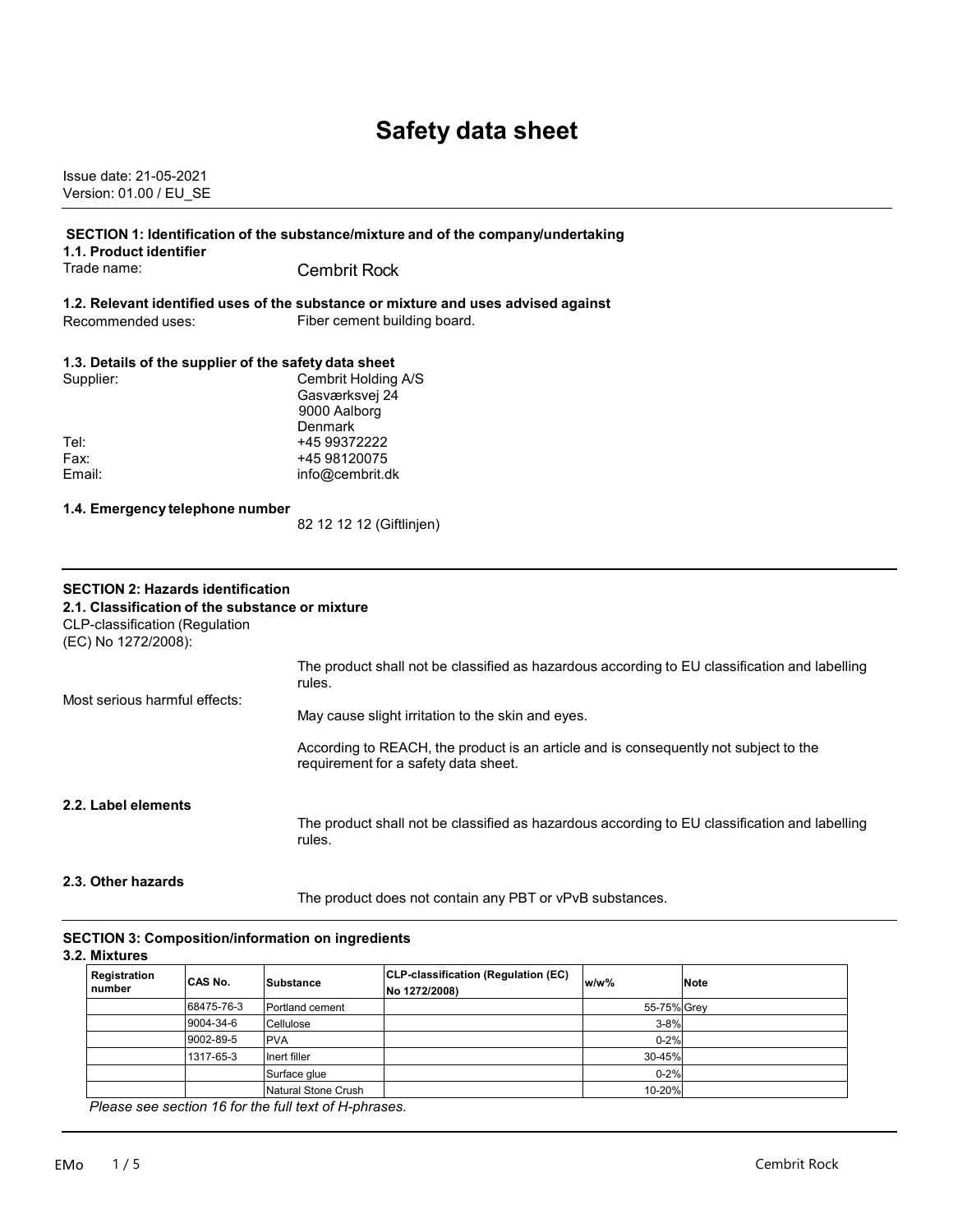# Safety data sheet

Issue date: 21-05-2021
Version: 01.00 / EU_SE

## SECTION 1: Identification of the substance/mixture and of the company/undertaking

### 1.1. Product identifier

Trade name: Cembrit Rock

### 1.2. Relevant identified uses of the substance or mixture and uses advised against

Recommended uses: Fiber cement building board.

### 1.3. Details of the supplier of the safety data sheet

Supplier: Cembrit Holding A/S
Gasværksvej 24
9000 Aalborg
Denmark

Tel: +45 99372222
Fax: +45 98120075
Email: info@cembrit.dk

### 1.4. Emergency telephone number

82 12 12 12 (Giftlinjen)

## SECTION 2: Hazards identification

### 2.1. Classification of the substance or mixture

CLP-classification (Regulation (EC) No 1272/2008):

The product shall not be classified as hazardous according to EU classification and labelling rules.

Most serious harmful effects:

May cause slight irritation to the skin and eyes.

According to REACH, the product is an article and is consequently not subject to the requirement for a safety data sheet.

### 2.2. Label elements

The product shall not be classified as hazardous according to EU classification and labelling rules.

### 2.3. Other hazards

The product does not contain any PBT or vPvB substances.

## SECTION 3: Composition/information on ingredients

### 3.2. Mixtures

| Registration number | CAS No. | Substance | CLP-classification (Regulation (EC) No 1272/2008) | w/w% | Note |
|---|---|---|---|---|---|
| | 68475-76-3 | Portland cement | | 55-75% | Grey |
| | 9004-34-6 | Cellulose | | 3-8% | |
| | 9002-89-5 | PVA | | 0-2% | |
| | 1317-65-3 | Inert filler | | 30-45% | |
| | | Surface glue | | 0-2% | |
| | | Natural Stone Crush | | 10-20% | |

*Please see section 16 for the full text of H-phrases.*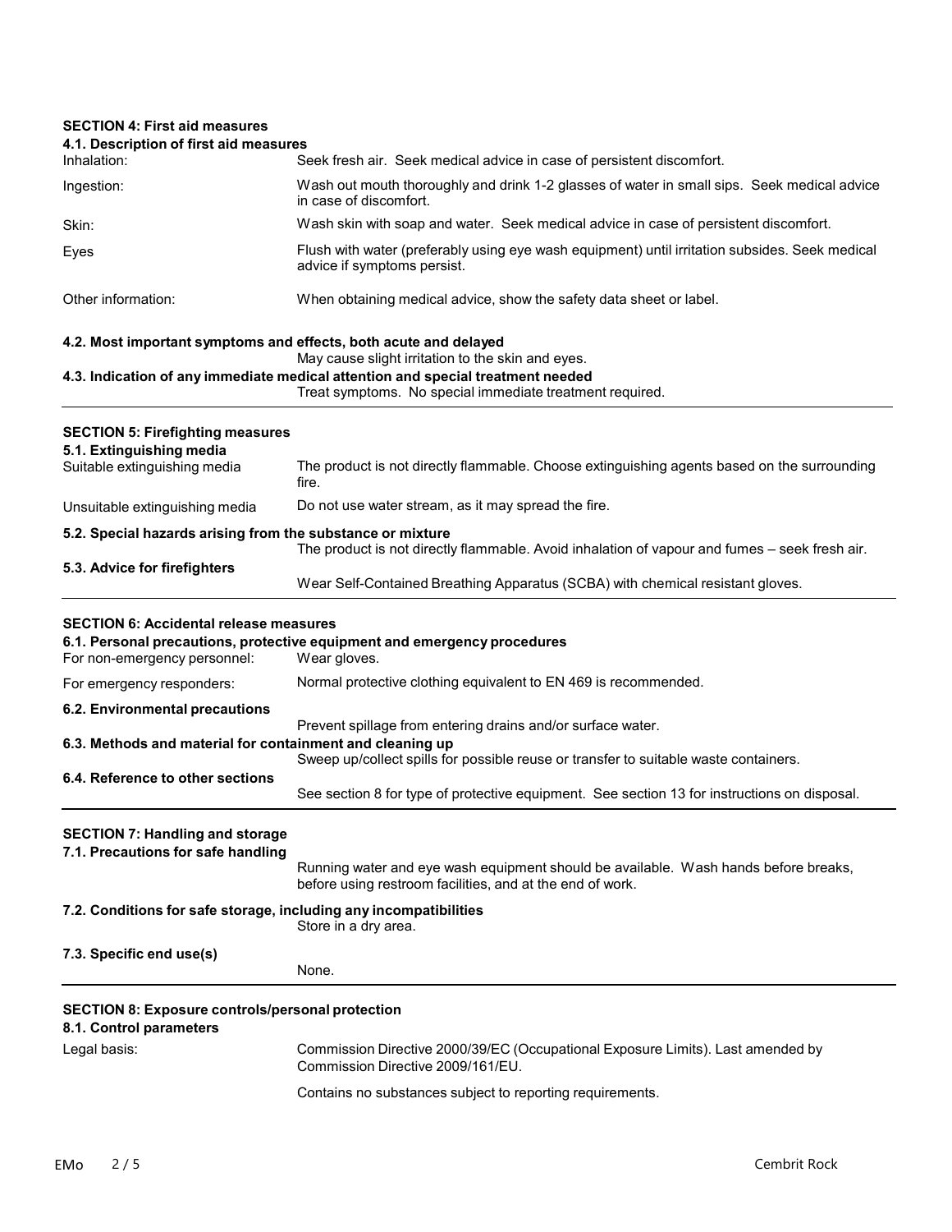## SECTION 4: First aid measures

### 4.1. Description of first aid measures

| | |
|---|---|
| Inhalation: | Seek fresh air. Seek medical advice in case of persistent discomfort. |
| Ingestion: | Wash out mouth thoroughly and drink 1-2 glasses of water in small sips. Seek medical advice in case of discomfort. |
| Skin: | Wash skin with soap and water. Seek medical advice in case of persistent discomfort. |
| Eyes | Flush with water (preferably using eye wash equipment) until irritation subsides. Seek medical advice if symptoms persist. |
| Other information: | When obtaining medical advice, show the safety data sheet or label. |

### 4.2. Most important symptoms and effects, both acute and delayed

May cause slight irritation to the skin and eyes.

### 4.3. Indication of any immediate medical attention and special treatment needed

Treat symptoms. No special immediate treatment required.

## SECTION 5: Firefighting measures

### 5.1. Extinguishing media

| | |
|---|---|
| Suitable extinguishing media | The product is not directly flammable. Choose extinguishing agents based on the surrounding fire. |
| Unsuitable extinguishing media | Do not use water stream, as it may spread the fire. |

### 5.2. Special hazards arising from the substance or mixture

The product is not directly flammable. Avoid inhalation of vapour and fumes – seek fresh air.

### 5.3. Advice for firefighters

Wear Self-Contained Breathing Apparatus (SCBA) with chemical resistant gloves.

## SECTION 6: Accidental release measures

### 6.1. Personal precautions, protective equipment and emergency procedures

| | |
|---|---|
| For non-emergency personnel: | Wear gloves. |
| For emergency responders: | Normal protective clothing equivalent to EN 469 is recommended. |

### 6.2. Environmental precautions

Prevent spillage from entering drains and/or surface water.

### 6.3. Methods and material for containment and cleaning up

Sweep up/collect spills for possible reuse or transfer to suitable waste containers.

### 6.4. Reference to other sections

See section 8 for type of protective equipment. See section 13 for instructions on disposal.

## SECTION 7: Handling and storage

### 7.1. Precautions for safe handling

Running water and eye wash equipment should be available. Wash hands before breaks, before using restroom facilities, and at the end of work.

### 7.2. Conditions for safe storage, including any incompatibilities

Store in a dry area.

### 7.3. Specific end use(s)

None.

## SECTION 8: Exposure controls/personal protection

### 8.1. Control parameters

| | |
|---|---|
| Legal basis: | Commission Directive 2000/39/EC (Occupational Exposure Limits). Last amended by Commission Directive 2009/161/EU. |
| | Contains no substances subject to reporting requirements. |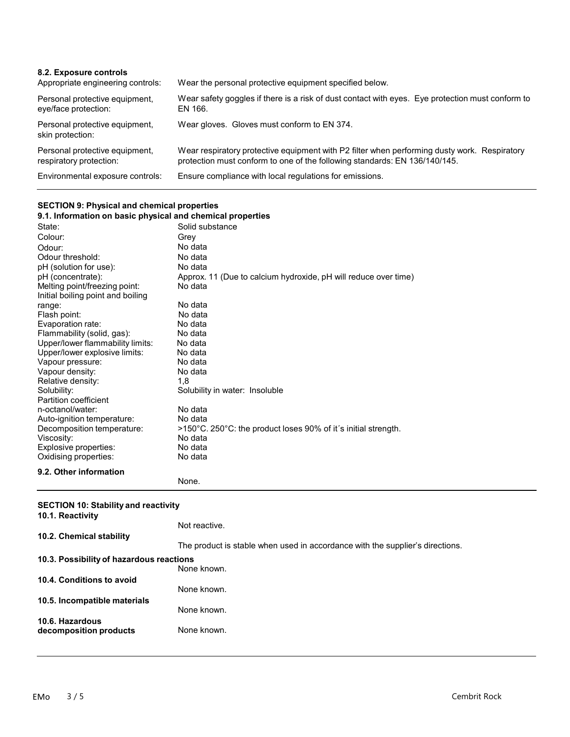### 8.2. Exposure controls

| | |
|---|---|
| Appropriate engineering controls: | Wear the personal protective equipment specified below. |
| Personal protective equipment, eye/face protection: | Wear safety goggles if there is a risk of dust contact with eyes. Eye protection must conform to EN 166. |
| Personal protective equipment, skin protection: | Wear gloves. Gloves must conform to EN 374. |
| Personal protective equipment, respiratory protection: | Wear respiratory protective equipment with P2 filter when performing dusty work. Respiratory protection must conform to one of the following standards: EN 136/140/145. |
| Environmental exposure controls: | Ensure compliance with local regulations for emissions. |

## SECTION 9: Physical and chemical properties

### 9.1. Information on basic physical and chemical properties

| | |
|---|---|
| State: | Solid substance |
| Colour: | Grey |
| Odour: | No data |
| Odour threshold: | No data |
| pH (solution for use): | No data |
| pH (concentrate): | Approx. 11 (Due to calcium hydroxide, pH will reduce over time) |
| Melting point/freezing point: | No data |
| Initial boiling point and boiling range: | No data |
| Flash point: | No data |
| Evaporation rate: | No data |
| Flammability (solid, gas): | No data |
| Upper/lower flammability limits: | No data |
| Upper/lower explosive limits: | No data |
| Vapour pressure: | No data |
| Vapour density: | No data |
| Relative density: | 1,8 |
| Solubility: | Solubility in water: Insoluble |
| Partition coefficient n-octanol/water: | No data |
| Auto-ignition temperature: | No data |
| Decomposition temperature: | >150°C. 250°C: the product loses 90% of it´s initial strength. |
| Viscosity: | No data |
| Explosive properties: | No data |
| Oxidising properties: | No data |

### 9.2. Other information

None.

## SECTION 10: Stability and reactivity

### 10.1. Reactivity

Not reactive.

### 10.2. Chemical stability

The product is stable when used in accordance with the supplier's directions.

### 10.3. Possibility of hazardous reactions

None known.

### 10.4. Conditions to avoid

None known.

### 10.5. Incompatible materials

None known.

### 10.6. Hazardous decomposition products

None known.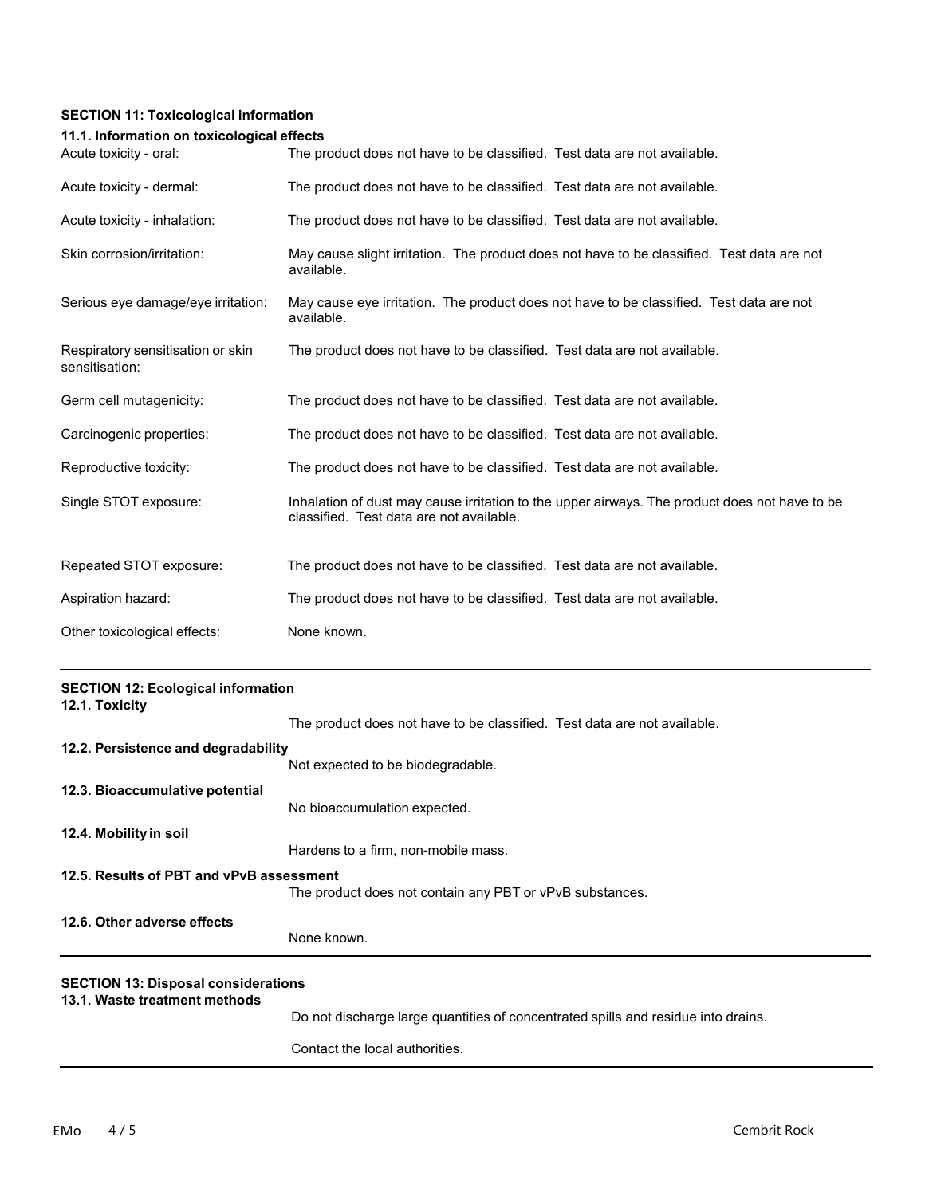## SECTION 11: Toxicological information

### 11.1. Information on toxicological effects

| | |
|---|---|
| Acute toxicity - oral: | The product does not have to be classified. Test data are not available. |
| Acute toxicity - dermal: | The product does not have to be classified. Test data are not available. |
| Acute toxicity - inhalation: | The product does not have to be classified. Test data are not available. |
| Skin corrosion/irritation: | May cause slight irritation. The product does not have to be classified. Test data are not available. |
| Serious eye damage/eye irritation: | May cause eye irritation. The product does not have to be classified. Test data are not available. |
| Respiratory sensitisation or skin sensitisation: | The product does not have to be classified. Test data are not available. |
| Germ cell mutagenicity: | The product does not have to be classified. Test data are not available. |
| Carcinogenic properties: | The product does not have to be classified. Test data are not available. |
| Reproductive toxicity: | The product does not have to be classified. Test data are not available. |
| Single STOT exposure: | Inhalation of dust may cause irritation to the upper airways. The product does not have to be classified. Test data are not available. |
| Repeated STOT exposure: | The product does not have to be classified. Test data are not available. |
| Aspiration hazard: | The product does not have to be classified. Test data are not available. |
| Other toxicological effects: | None known. |

## SECTION 12: Ecological information

### 12.1. Toxicity

The product does not have to be classified. Test data are not available.

### 12.2. Persistence and degradability

Not expected to be biodegradable.

### 12.3. Bioaccumulative potential

No bioaccumulation expected.

### 12.4. Mobility in soil

Hardens to a firm, non-mobile mass.

### 12.5. Results of PBT and vPvB assessment

The product does not contain any PBT or vPvB substances.

### 12.6. Other adverse effects

None known.

## SECTION 13: Disposal considerations

### 13.1. Waste treatment methods

Do not discharge large quantities of concentrated spills and residue into drains.

Contact the local authorities.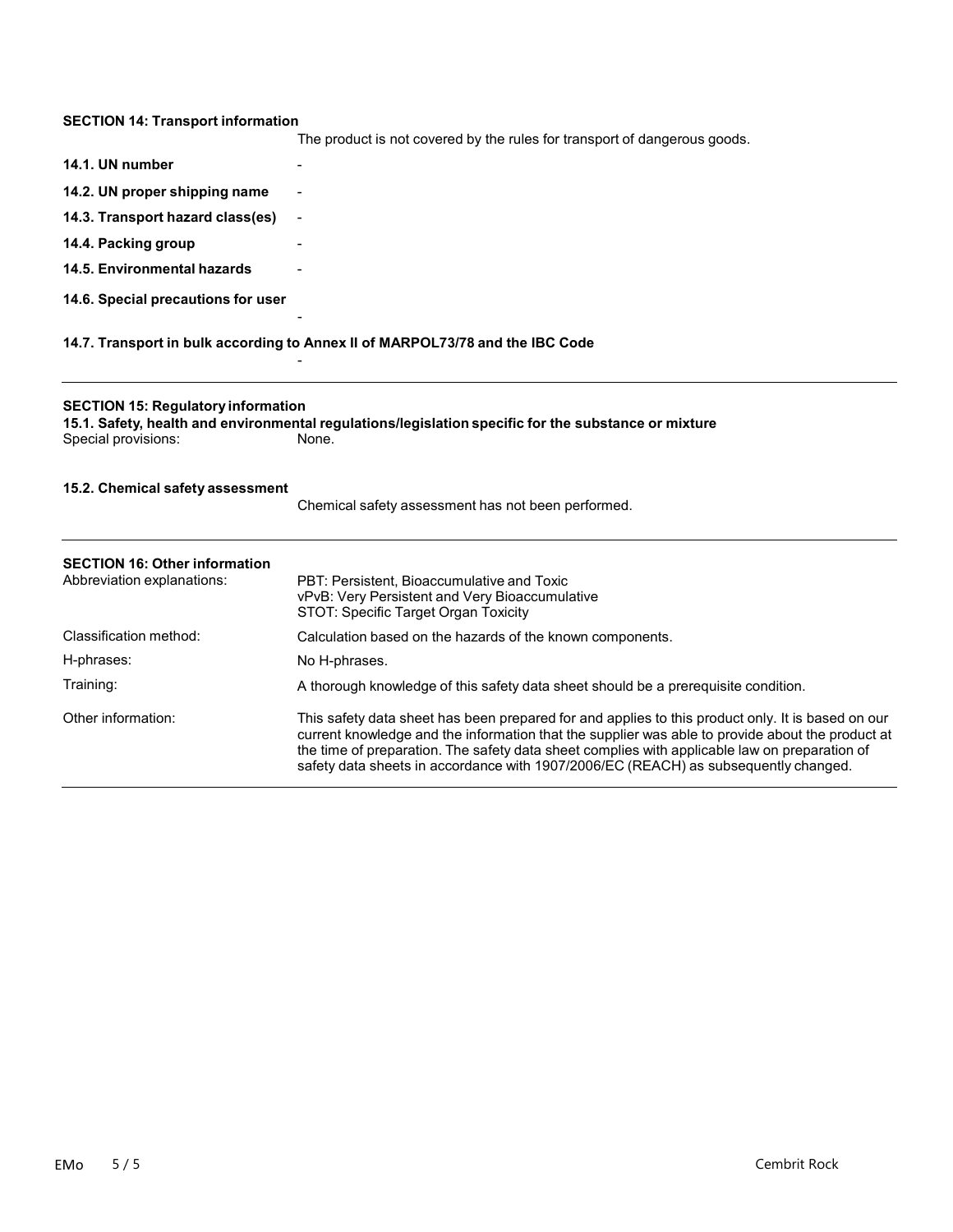## SECTION 14: Transport information

The product is not covered by the rules for transport of dangerous goods.

**14.1. UN number** -

**14.2. UN proper shipping name** -

**14.3. Transport hazard class(es)** -

**14.4. Packing group** -

**14.5. Environmental hazards** -

**14.6. Special precautions for user**

-

**14.7. Transport in bulk according to Annex II of MARPOL73/78 and the IBC Code**

-

## SECTION 15: Regulatory information

**15.1. Safety, health and environmental regulations/legislation specific for the substance or mixture**

Special provisions: None.

**15.2. Chemical safety assessment**

Chemical safety assessment has not been performed.

## SECTION 16: Other information

Abbreviation explanations:
PBT: Persistent, Bioaccumulative and Toxic
vPvB: Very Persistent and Very Bioaccumulative
STOT: Specific Target Organ Toxicity

Classification method: Calculation based on the hazards of the known components.

H-phrases: No H-phrases.

Training: A thorough knowledge of this safety data sheet should be a prerequisite condition.

Other information: This safety data sheet has been prepared for and applies to this product only. It is based on our current knowledge and the information that the supplier was able to provide about the product at the time of preparation. The safety data sheet complies with applicable law on preparation of safety data sheets in accordance with 1907/2006/EC (REACH) as subsequently changed.